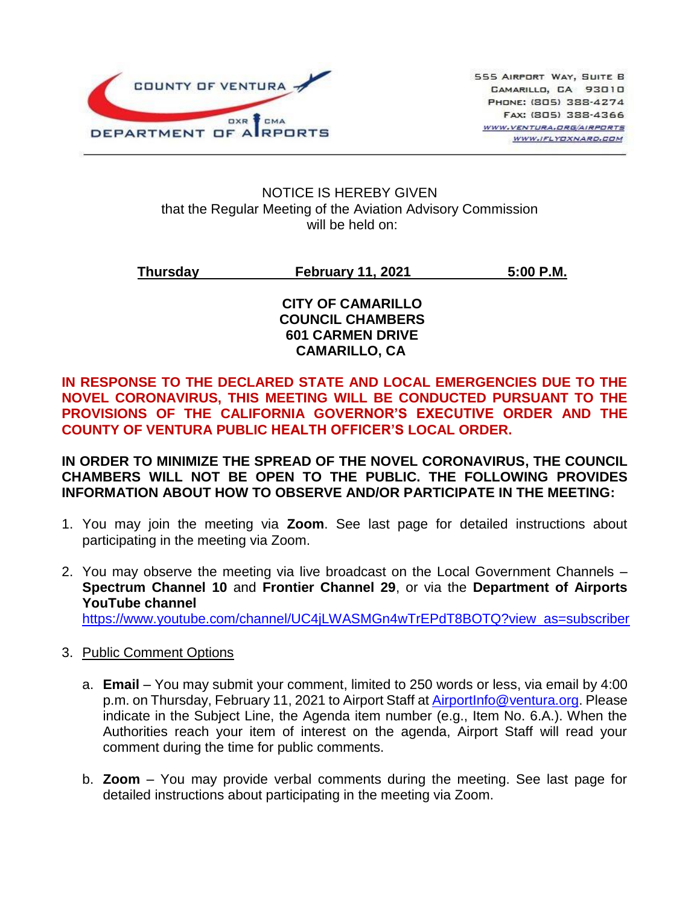COUNTY OF VENTURA
DEPARTMENT OF AIRPORTS
OXR CMA

555 Airport Way, Suite B
Camarillo, CA 93010
Phone: (805) 388-4274
Fax: (805) 388-4366
www.ventura.org/airports
www.iflyoxnard.com

NOTICE IS HEREBY GIVEN
that the Regular Meeting of the Aviation Advisory Commission
will be held on:

**Thursday February 11, 2021 5:00 P.M.**

**CITY OF CAMARILLO**
**COUNCIL CHAMBERS**
**601 CARMEN DRIVE**
**CAMARILLO, CA**

**IN RESPONSE TO THE DECLARED STATE AND LOCAL EMERGENCIES DUE TO THE NOVEL CORONAVIRUS, THIS MEETING WILL BE CONDUCTED PURSUANT TO THE PROVISIONS OF THE CALIFORNIA GOVERNOR'S EXECUTIVE ORDER AND THE COUNTY OF VENTURA PUBLIC HEALTH OFFICER'S LOCAL ORDER.**

**IN ORDER TO MINIMIZE THE SPREAD OF THE NOVEL CORONAVIRUS, THE COUNCIL CHAMBERS WILL NOT BE OPEN TO THE PUBLIC. THE FOLLOWING PROVIDES INFORMATION ABOUT HOW TO OBSERVE AND/OR PARTICIPATE IN THE MEETING:**

1. You may join the meeting via **Zoom**. See last page for detailed instructions about participating in the meeting via Zoom.

2. You may observe the meeting via live broadcast on the Local Government Channels – **Spectrum Channel 10** and **Frontier Channel 29**, or via the **Department of Airports YouTube channel**
   https://www.youtube.com/channel/UC4jLWASMGn4wTrEPdT8BOTQ?view_as=subscriber

3. Public Comment Options

   a. **Email** – You may submit your comment, limited to 250 words or less, via email by 4:00 p.m. on Thursday, February 11, 2021 to Airport Staff at AirportInfo@ventura.org. Please indicate in the Subject Line, the Agenda item number (e.g., Item No. 6.A.). When the Authorities reach your item of interest on the agenda, Airport Staff will read your comment during the time for public comments.

   b. **Zoom** – You may provide verbal comments during the meeting. See last page for detailed instructions about participating in the meeting via Zoom.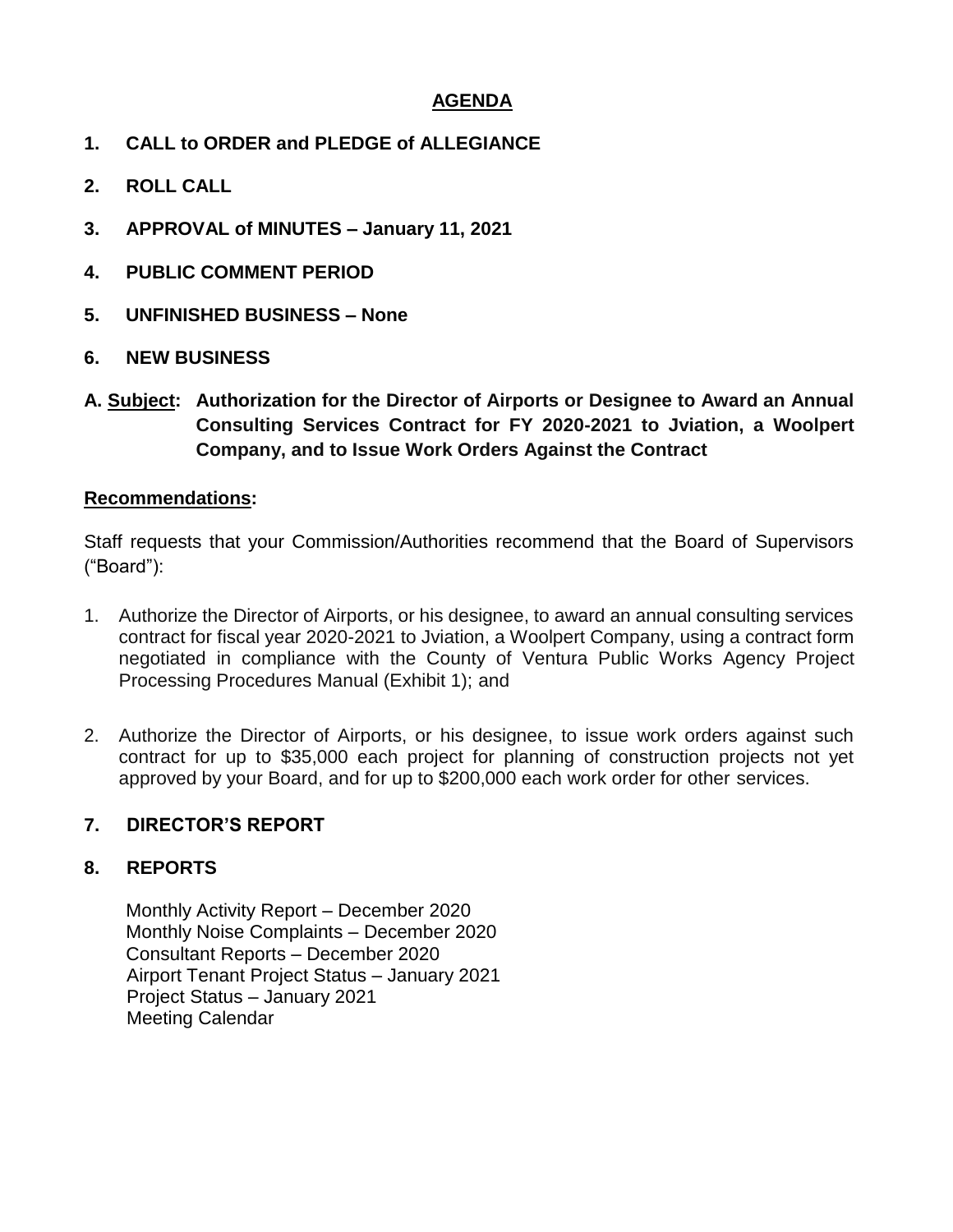# AGENDA

**1. CALL to ORDER and PLEDGE of ALLEGIANCE**

**2. ROLL CALL**

**3. APPROVAL of MINUTES – January 11, 2021**

**4. PUBLIC COMMENT PERIOD**

**5. UNFINISHED BUSINESS – None**

**6. NEW BUSINESS**

**A. <u>Subject</u>: Authorization for the Director of Airports or Designee to Award an Annual Consulting Services Contract for FY 2020-2021 to Jviation, a Woolpert Company, and to Issue Work Orders Against the Contract**

**<u>Recommendations</u>:**

Staff requests that your Commission/Authorities recommend that the Board of Supervisors ("Board"):

1. Authorize the Director of Airports, or his designee, to award an annual consulting services contract for fiscal year 2020-2021 to Jviation, a Woolpert Company, using a contract form negotiated in compliance with the County of Ventura Public Works Agency Project Processing Procedures Manual (Exhibit 1); and

2. Authorize the Director of Airports, or his designee, to issue work orders against such contract for up to $35,000 each project for planning of construction projects not yet approved by your Board, and for up to $200,000 each work order for other services.

**7. DIRECTOR'S REPORT**

**8. REPORTS**

Monthly Activity Report – December 2020
Monthly Noise Complaints – December 2020
Consultant Reports – December 2020
Airport Tenant Project Status – January 2021
Project Status – January 2021
Meeting Calendar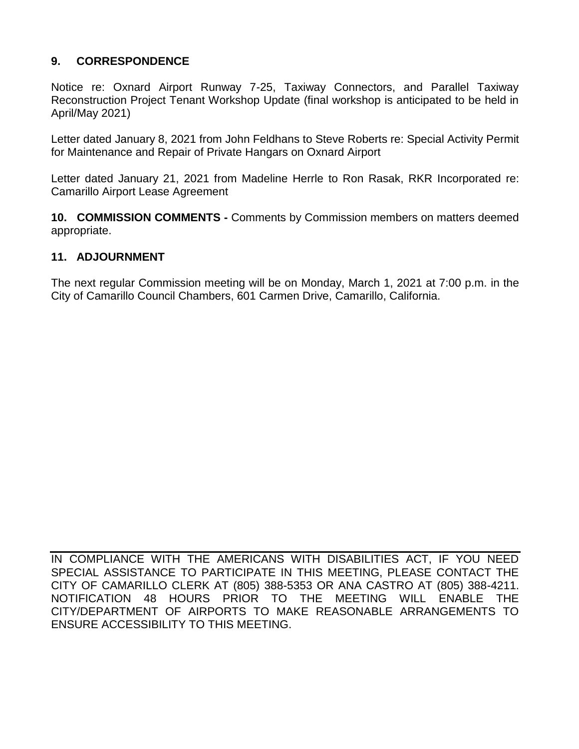**9. CORRESPONDENCE**

Notice re: Oxnard Airport Runway 7-25, Taxiway Connectors, and Parallel Taxiway Reconstruction Project Tenant Workshop Update (final workshop is anticipated to be held in April/May 2021)

Letter dated January 8, 2021 from John Feldhans to Steve Roberts re: Special Activity Permit for Maintenance and Repair of Private Hangars on Oxnard Airport

Letter dated January 21, 2021 from Madeline Herrle to Ron Rasak, RKR Incorporated re: Camarillo Airport Lease Agreement

**10. COMMISSION COMMENTS -** Comments by Commission members on matters deemed appropriate.

**11. ADJOURNMENT**

The next regular Commission meeting will be on Monday, March 1, 2021 at 7:00 p.m. in the City of Camarillo Council Chambers, 601 Carmen Drive, Camarillo, California.

---

IN COMPLIANCE WITH THE AMERICANS WITH DISABILITIES ACT, IF YOU NEED SPECIAL ASSISTANCE TO PARTICIPATE IN THIS MEETING, PLEASE CONTACT THE CITY OF CAMARILLO CLERK AT (805) 388-5353 OR ANA CASTRO AT (805) 388-4211. NOTIFICATION 48 HOURS PRIOR TO THE MEETING WILL ENABLE THE CITY/DEPARTMENT OF AIRPORTS TO MAKE REASONABLE ARRANGEMENTS TO ENSURE ACCESSIBILITY TO THIS MEETING.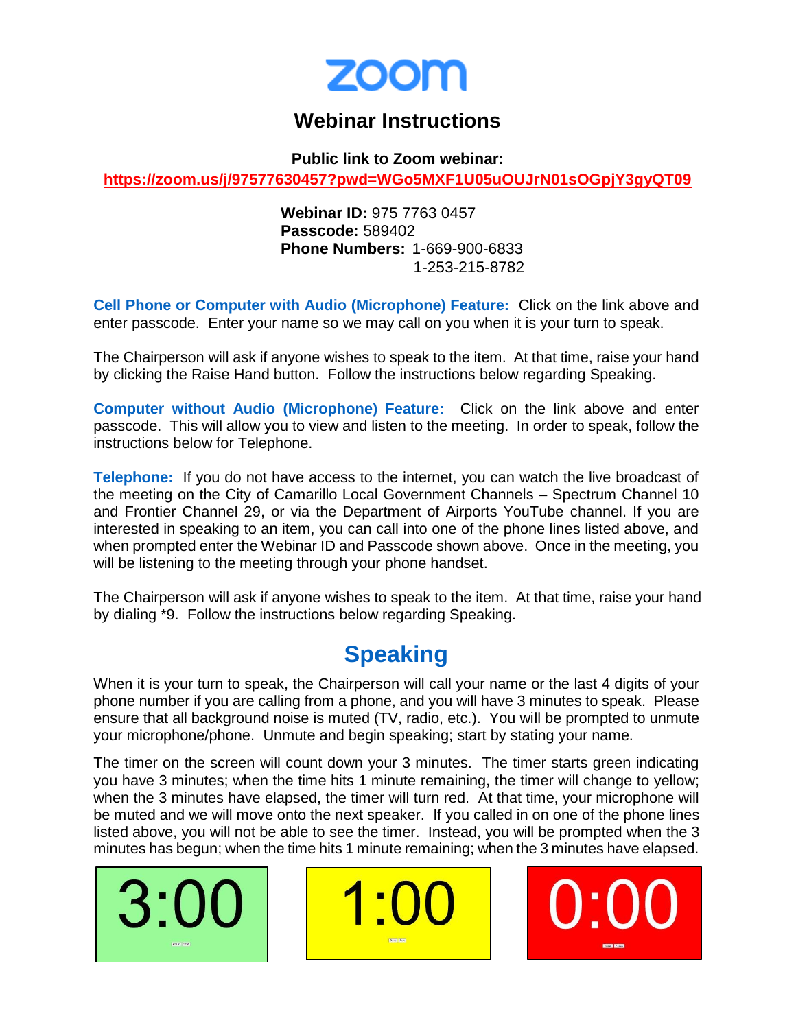# zoom

## Webinar Instructions

**Public link to Zoom webinar:**
**https://zoom.us/j/97577630457?pwd=WGo5MXF1U05uOUJrN01sOGpjY3gyQT09**

**Webinar ID:** 975 7763 0457
**Passcode:** 589402
**Phone Numbers:** 1-669-900-6833
1-253-215-8782

**Cell Phone or Computer with Audio (Microphone) Feature:** Click on the link above and enter passcode. Enter your name so we may call on you when it is your turn to speak.

The Chairperson will ask if anyone wishes to speak to the item. At that time, raise your hand by clicking the Raise Hand button. Follow the instructions below regarding Speaking.

**Computer without Audio (Microphone) Feature:** Click on the link above and enter passcode. This will allow you to view and listen to the meeting. In order to speak, follow the instructions below for Telephone.

**Telephone:** If you do not have access to the internet, you can watch the live broadcast of the meeting on the City of Camarillo Local Government Channels – Spectrum Channel 10 and Frontier Channel 29, or via the Department of Airports YouTube channel. If you are interested in speaking to an item, you can call into one of the phone lines listed above, and when prompted enter the Webinar ID and Passcode shown above. Once in the meeting, you will be listening to the meeting through your phone handset.

The Chairperson will ask if anyone wishes to speak to the item. At that time, raise your hand by dialing *9. Follow the instructions below regarding Speaking.

## Speaking

When it is your turn to speak, the Chairperson will call your name or the last 4 digits of your phone number if you are calling from a phone, and you will have 3 minutes to speak. Please ensure that all background noise is muted (TV, radio, etc.). You will be prompted to unmute your microphone/phone. Unmute and begin speaking; start by stating your name.

The timer on the screen will count down your 3 minutes. The timer starts green indicating you have 3 minutes; when the time hits 1 minute remaining, the timer will change to yellow; when the 3 minutes have elapsed, the timer will turn red. At that time, your microphone will be muted and we will move onto the next speaker. If you called in on one of the phone lines listed above, you will not be able to see the timer. Instead, you will be prompted when the 3 minutes has begun; when the time hits 1 minute remaining; when the 3 minutes have elapsed.

3:00

1:00

0:00